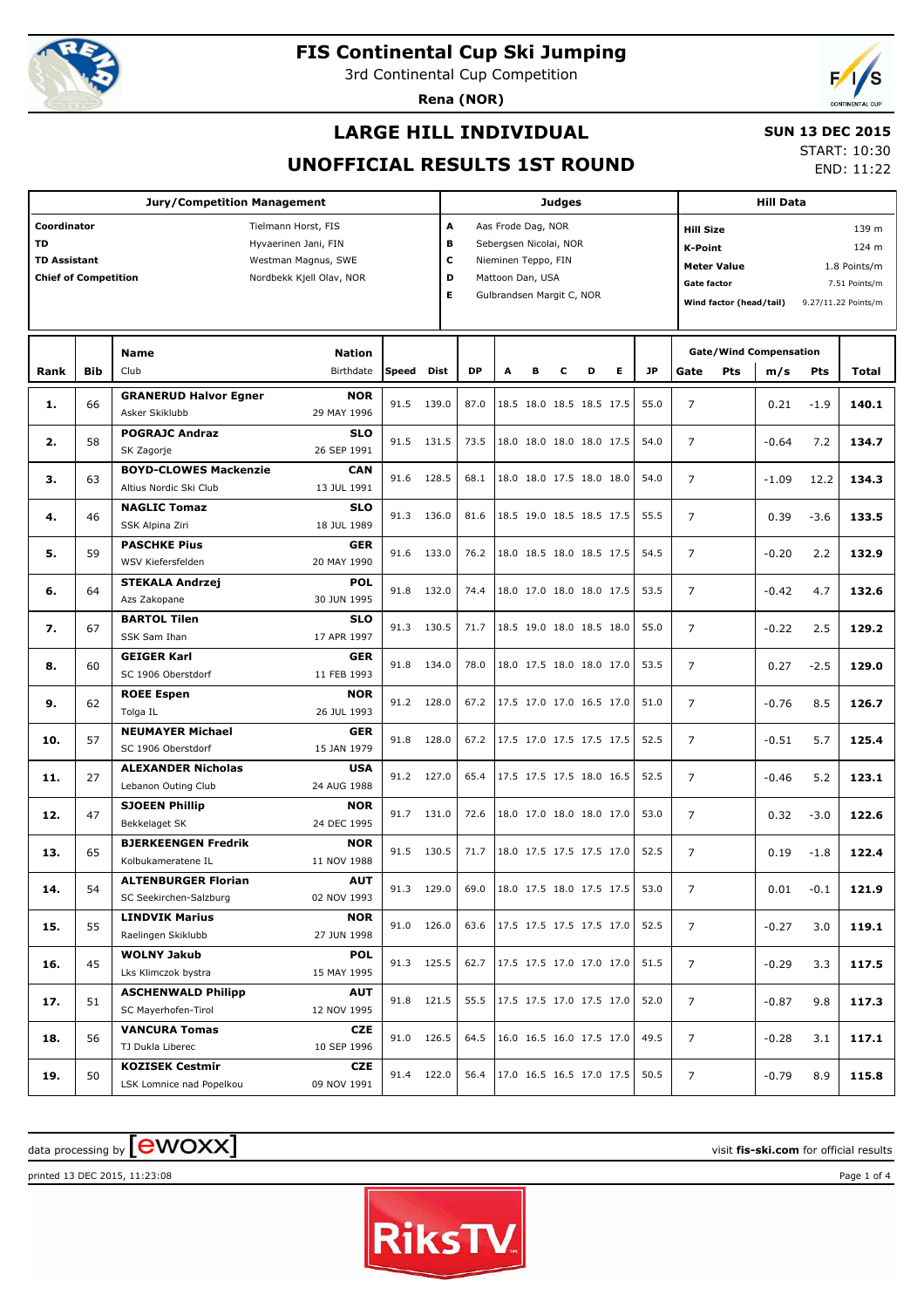# FIS Continental Cup Ski Jumping

3rd Continental Cup Competition

**Rena (NOR)**

## LARGE HILL INDIVIDUAL

## UNOFFICIAL RESULTS 1ST ROUND

**SUN 13 DEC 2015**

START: 10:30
END: 11:22

| Jury/Competition Management | | Judges | | Hill Data | |
|---|---|---|---|---|---|
| **Coordinator** | Tielmann Horst, FIS | **A** | Aas Frode Dag, NOR | **Hill Size** | 139 m |
| **TD** | Hyvaerinen Jani, FIN | **B** | Sebergsen Nicolai, NOR | **K-Point** | 124 m |
| **TD Assistant** | Westman Magnus, SWE | **C** | Nieminen Teppo, FIN | **Meter Value** | 1.8 Points/m |
| **Chief of Competition** | Nordbekk Kjell Olav, NOR | **D** | Mattoon Dan, USA | **Gate factor** | 7.51 Points/m |
| | | **E** | Gulbrandsen Margit C, NOR | **Wind factor (head/tail)** | 9.27/11.22 Points/m |

| Rank | Bib | Name / Club | Nation / Birthdate | Speed | Dist | DP | A | B | C | D | E | JP | Gate | Pts | m/s | Pts | Total |
|---|---|---|---|---|---|---|---|---|---|---|---|---|---|---|---|---|---|
| 1. | 66 | **GRANERUD Halvor Egner** / Asker Skiklubb | **NOR** / 29 MAY 1996 | 91.5 | 139.0 | 87.0 | 18.5 | 18.0 | 18.5 | 18.5 | 17.5 | 55.0 | 7 | | 0.21 | -1.9 | **140.1** |
| 2. | 58 | **POGRAJC Andraz** / SK Zagorje | **SLO** / 26 SEP 1991 | 91.5 | 131.5 | 73.5 | 18.0 | 18.0 | 18.0 | 18.0 | 17.5 | 54.0 | 7 | | -0.64 | 7.2 | **134.7** |
| 3. | 63 | **BOYD-CLOWES Mackenzie** / Altius Nordic Ski Club | **CAN** / 13 JUL 1991 | 91.6 | 128.5 | 68.1 | 18.0 | 18.0 | 17.5 | 18.0 | 18.0 | 54.0 | 7 | | -1.09 | 12.2 | **134.3** |
| 4. | 46 | **NAGLIC Tomaz** / SSK Alpina Ziri | **SLO** / 18 JUL 1989 | 91.3 | 136.0 | 81.6 | 18.5 | 19.0 | 18.5 | 18.5 | 17.5 | 55.5 | 7 | | 0.39 | -3.6 | **133.5** |
| 5. | 59 | **PASCHKE Pius** / WSV Kiefersfelden | **GER** / 20 MAY 1990 | 91.6 | 133.0 | 76.2 | 18.0 | 18.5 | 18.0 | 18.5 | 17.5 | 54.5 | 7 | | -0.20 | 2.2 | **132.9** |
| 6. | 64 | **STEKALA Andrzej** / Azs Zakopane | **POL** / 30 JUN 1995 | 91.8 | 132.0 | 74.4 | 18.0 | 17.0 | 18.0 | 18.0 | 17.5 | 53.5 | 7 | | -0.42 | 4.7 | **132.6** |
| 7. | 67 | **BARTOL Tilen** / SSK Sam Ihan | **SLO** / 17 APR 1997 | 91.3 | 130.5 | 71.7 | 18.5 | 19.0 | 18.0 | 18.5 | 18.0 | 55.0 | 7 | | -0.22 | 2.5 | **129.2** |
| 8. | 60 | **GEIGER Karl** / SC 1906 Oberstdorf | **GER** / 11 FEB 1993 | 91.8 | 134.0 | 78.0 | 18.0 | 17.5 | 18.0 | 18.0 | 17.0 | 53.5 | 7 | | 0.27 | -2.5 | **129.0** |
| 9. | 62 | **ROEE Espen** / Tolga IL | **NOR** / 26 JUL 1993 | 91.2 | 128.0 | 67.2 | 17.5 | 17.0 | 17.0 | 16.5 | 17.0 | 51.0 | 7 | | -0.76 | 8.5 | **126.7** |
| 10. | 57 | **NEUMAYER Michael** / SC 1906 Oberstdorf | **GER** / 15 JAN 1979 | 91.8 | 128.0 | 67.2 | 17.5 | 17.0 | 17.5 | 17.5 | 17.5 | 52.5 | 7 | | -0.51 | 5.7 | **125.4** |
| 11. | 27 | **ALEXANDER Nicholas** / Lebanon Outing Club | **USA** / 24 AUG 1988 | 91.2 | 127.0 | 65.4 | 17.5 | 17.5 | 17.5 | 18.0 | 16.5 | 52.5 | 7 | | -0.46 | 5.2 | **123.1** |
| 12. | 47 | **SJOEEN Phillip** / Bekkelaget SK | **NOR** / 24 DEC 1995 | 91.7 | 131.0 | 72.6 | 18.0 | 17.0 | 18.0 | 18.0 | 17.0 | 53.0 | 7 | | 0.32 | -3.0 | **122.6** |
| 13. | 65 | **BJERKEENGEN Fredrik** / Kolbukameratene IL | **NOR** / 11 NOV 1988 | 91.5 | 130.5 | 71.7 | 18.0 | 17.5 | 17.5 | 17.5 | 17.0 | 52.5 | 7 | | 0.19 | -1.8 | **122.4** |
| 14. | 54 | **ALTENBURGER Florian** / SC Seekirchen-Salzburg | **AUT** / 02 NOV 1993 | 91.3 | 129.0 | 69.0 | 18.0 | 17.5 | 18.0 | 17.5 | 17.5 | 53.0 | 7 | | 0.01 | -0.1 | **121.9** |
| 15. | 55 | **LINDVIK Marius** / Raelingen Skiklubb | **NOR** / 27 JUN 1998 | 91.0 | 126.0 | 63.6 | 17.5 | 17.5 | 17.5 | 17.5 | 17.0 | 52.5 | 7 | | -0.27 | 3.0 | **119.1** |
| 16. | 45 | **WOLNY Jakub** / Lks Klimczok bystra | **POL** / 15 MAY 1995 | 91.3 | 125.5 | 62.7 | 17.5 | 17.5 | 17.0 | 17.0 | 17.0 | 51.5 | 7 | | -0.29 | 3.3 | **117.5** |
| 17. | 51 | **ASCHENWALD Philipp** / SC Mayerhofen-Tirol | **AUT** / 12 NOV 1995 | 91.8 | 121.5 | 55.5 | 17.5 | 17.5 | 17.0 | 17.5 | 17.0 | 52.0 | 7 | | -0.87 | 9.8 | **117.3** |
| 18. | 56 | **VANCURA Tomas** / TJ Dukla Liberec | **CZE** / 10 SEP 1996 | 91.0 | 126.5 | 64.5 | 16.0 | 16.5 | 16.0 | 17.5 | 17.0 | 49.5 | 7 | | -0.28 | 3.1 | **117.1** |
| 19. | 50 | **KOZISEK Cestmir** / LSK Lomnice nad Popelkou | **CZE** / 09 NOV 1991 | 91.4 | 122.0 | 56.4 | 17.0 | 16.5 | 16.5 | 17.0 | 17.5 | 50.5 | 7 | | -0.79 | 8.9 | **115.8** |

data processing by ewoxx — visit **fis-ski.com** for official results

printed 13 DEC 2015, 11:23:08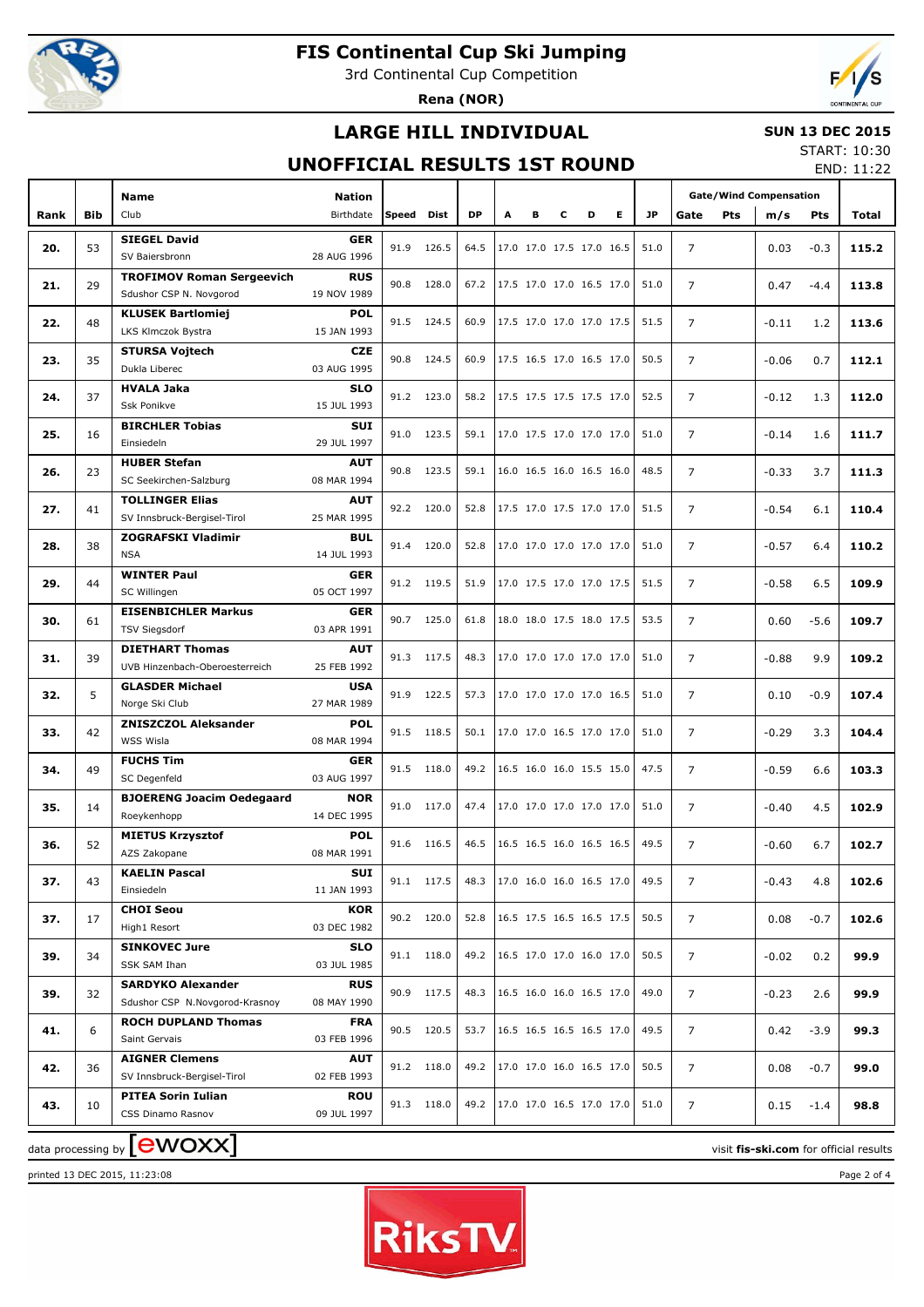# FIS Continental Cup Ski Jumping

3rd Continental Cup Competition

**Rena (NOR)**

## LARGE HILL INDIVIDUAL

## UNOFFICIAL RESULTS 1ST ROUND

**SUN 13 DEC 2015**

START: 10:30

END: 11:22

| Rank | Bib | Name / Club | Nation / Birthdate | Speed | Dist | DP | A | B | C | D | E | JP | Gate | Gate Pts | Wind m/s | Wind Pts | Total |
|---|---|---|---|---|---|---|---|---|---|---|---|---|---|---|---|---|---|
| 20. | 53 | **SIEGEL David** SV Baiersbronn | **GER** 28 AUG 1996 | 91.9 | 126.5 | 64.5 | 17.0 | 17.0 | 17.5 | 17.0 | 16.5 | 51.0 | 7 | | 0.03 | -0.3 | **115.2** |
| 21. | 29 | **TROFIMOV Roman Sergeevich** Sdushor CSP N. Novgorod | **RUS** 19 NOV 1989 | 90.8 | 128.0 | 67.2 | 17.5 | 17.0 | 17.0 | 16.5 | 17.0 | 51.0 | 7 | | 0.47 | -4.4 | **113.8** |
| 22. | 48 | **KLUSEK Bartlomiej** LKS Klmczok Bystra | **POL** 15 JAN 1993 | 91.5 | 124.5 | 60.9 | 17.5 | 17.0 | 17.0 | 17.0 | 17.5 | 51.5 | 7 | | -0.11 | 1.2 | **113.6** |
| 23. | 35 | **STURSA Vojtech** Dukla Liberec | **CZE** 03 AUG 1995 | 90.8 | 124.5 | 60.9 | 17.5 | 16.5 | 17.0 | 16.5 | 17.0 | 50.5 | 7 | | -0.06 | 0.7 | **112.1** |
| 24. | 37 | **HVALA Jaka** Ssk Ponikve | **SLO** 15 JUL 1993 | 91.2 | 123.0 | 58.2 | 17.5 | 17.5 | 17.5 | 17.5 | 17.0 | 52.5 | 7 | | -0.12 | 1.3 | **112.0** |
| 25. | 16 | **BIRCHLER Tobias** Einsiedeln | **SUI** 29 JUL 1997 | 91.0 | 123.5 | 59.1 | 17.0 | 17.5 | 17.0 | 17.0 | 17.0 | 51.0 | 7 | | -0.14 | 1.6 | **111.7** |
| 26. | 23 | **HUBER Stefan** SC Seekirchen-Salzburg | **AUT** 08 MAR 1994 | 90.8 | 123.5 | 59.1 | 16.0 | 16.5 | 16.0 | 16.5 | 16.0 | 48.5 | 7 | | -0.33 | 3.7 | **111.3** |
| 27. | 41 | **TOLLINGER Elias** SV Innsbruck-Bergisel-Tirol | **AUT** 25 MAR 1995 | 92.2 | 120.0 | 52.8 | 17.5 | 17.0 | 17.5 | 17.0 | 17.0 | 51.5 | 7 | | -0.54 | 6.1 | **110.4** |
| 28. | 38 | **ZOGRAFSKI Vladimir** NSA | **BUL** 14 JUL 1993 | 91.4 | 120.0 | 52.8 | 17.0 | 17.0 | 17.0 | 17.0 | 17.0 | 51.0 | 7 | | -0.57 | 6.4 | **110.2** |
| 29. | 44 | **WINTER Paul** SC Willingen | **GER** 05 OCT 1997 | 91.2 | 119.5 | 51.9 | 17.0 | 17.5 | 17.0 | 17.0 | 17.5 | 51.5 | 7 | | -0.58 | 6.5 | **109.9** |
| 30. | 61 | **EISENBICHLER Markus** TSV Siegsdorf | **GER** 03 APR 1991 | 90.7 | 125.0 | 61.8 | 18.0 | 18.0 | 17.5 | 18.0 | 17.5 | 53.5 | 7 | | 0.60 | -5.6 | **109.7** |
| 31. | 39 | **DIETHART Thomas** UVB Hinzenbach-Oberoesterreich | **AUT** 25 FEB 1992 | 91.3 | 117.5 | 48.3 | 17.0 | 17.0 | 17.0 | 17.0 | 17.0 | 51.0 | 7 | | -0.88 | 9.9 | **109.2** |
| 32. | 5 | **GLASDER Michael** Norge Ski Club | **USA** 27 MAR 1989 | 91.9 | 122.5 | 57.3 | 17.0 | 17.0 | 17.0 | 17.0 | 16.5 | 51.0 | 7 | | 0.10 | -0.9 | **107.4** |
| 33. | 42 | **ZNISZCZOL Aleksander** WSS Wisla | **POL** 08 MAR 1994 | 91.5 | 118.5 | 50.1 | 17.0 | 17.0 | 16.5 | 17.0 | 17.0 | 51.0 | 7 | | -0.29 | 3.3 | **104.4** |
| 34. | 49 | **FUCHS Tim** SC Degenfeld | **GER** 03 AUG 1997 | 91.5 | 118.0 | 49.2 | 16.5 | 16.0 | 16.0 | 15.5 | 15.0 | 47.5 | 7 | | -0.59 | 6.6 | **103.3** |
| 35. | 14 | **BJOERENG Joacim Oedegaard** Roeykenhopp | **NOR** 14 DEC 1995 | 91.0 | 117.0 | 47.4 | 17.0 | 17.0 | 17.0 | 17.0 | 17.0 | 51.0 | 7 | | -0.40 | 4.5 | **102.9** |
| 36. | 52 | **MIETUS Krzysztof** AZS Zakopane | **POL** 08 MAR 1991 | 91.6 | 116.5 | 46.5 | 16.5 | 16.5 | 16.0 | 16.5 | 16.5 | 49.5 | 7 | | -0.60 | 6.7 | **102.7** |
| 37. | 43 | **KAELIN Pascal** Einsiedeln | **SUI** 11 JAN 1993 | 91.1 | 117.5 | 48.3 | 17.0 | 16.0 | 16.0 | 16.5 | 17.0 | 49.5 | 7 | | -0.43 | 4.8 | **102.6** |
| 37. | 17 | **CHOI Seou** High1 Resort | **KOR** 03 DEC 1982 | 90.2 | 120.0 | 52.8 | 16.5 | 17.5 | 16.5 | 16.5 | 17.5 | 50.5 | 7 | | 0.08 | -0.7 | **102.6** |
| 39. | 34 | **SINKOVEC Jure** SSK SAM Ihan | **SLO** 03 JUL 1985 | 91.1 | 118.0 | 49.2 | 16.5 | 17.0 | 17.0 | 16.0 | 17.0 | 50.5 | 7 | | -0.02 | 0.2 | **99.9** |
| 39. | 32 | **SARDYKO Alexander** Sdushor CSP N.Novgorod-Krasnoy | **RUS** 08 MAY 1990 | 90.9 | 117.5 | 48.3 | 16.5 | 16.0 | 16.0 | 16.5 | 17.0 | 49.0 | 7 | | -0.23 | 2.6 | **99.9** |
| 41. | 6 | **ROCH DUPLAND Thomas** Saint Gervais | **FRA** 03 FEB 1996 | 90.5 | 120.5 | 53.7 | 16.5 | 16.5 | 16.5 | 16.5 | 17.0 | 49.5 | 7 | | 0.42 | -3.9 | **99.3** |
| 42. | 36 | **AIGNER Clemens** SV Innsbruck-Bergisel-Tirol | **AUT** 02 FEB 1993 | 91.2 | 118.0 | 49.2 | 17.0 | 17.0 | 16.0 | 16.5 | 17.0 | 50.5 | 7 | | 0.08 | -0.7 | **99.0** |
| 43. | 10 | **PITEA Sorin Iulian** CSS Dinamo Rasnov | **ROU** 09 JUL 1997 | 91.3 | 118.0 | 49.2 | 17.0 | 17.0 | 16.5 | 17.0 | 17.0 | 51.0 | 7 | | 0.15 | -1.4 | **98.8** |

data processing by ewoxx — visit **fis-ski.com** for official results

printed 13 DEC 2015, 11:23:08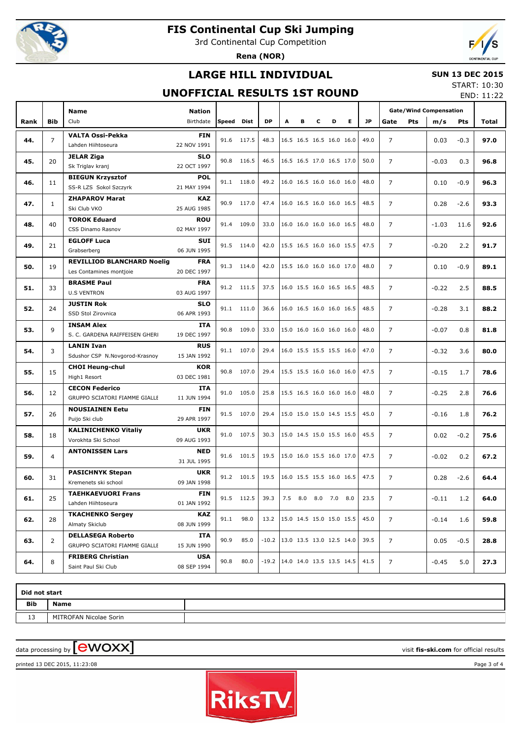# FIS Continental Cup Ski Jumping

3rd Continental Cup Competition

**Rena (NOR)**

## LARGE HILL INDIVIDUAL

**SUN 13 DEC 2015**

START: 10:30

END: 11:22

## UNOFFICIAL RESULTS 1ST ROUND

| Rank | Bib | Name / Club | Nation / Birthdate | Speed | Dist | DP | A | B | C | D | E | JP | Gate | Pts | m/s | Pts | Total |
|---|---|---|---|---|---|---|---|---|---|---|---|---|---|---|---|---|---|
| 44. | 7 | **VALTA Ossi-Pekka** Lahden Hiihtoseura | **FIN** 22 NOV 1991 | 91.6 | 117.5 | 48.3 | 16.5 | 16.5 | 16.5 | 16.0 | 16.0 | 49.0 | 7 | | 0.03 | -0.3 | **97.0** |
| 45. | 20 | **JELAR Ziga** Sk Triglav kranj | **SLO** 22 OCT 1997 | 90.8 | 116.5 | 46.5 | 16.5 | 16.5 | 17.0 | 16.5 | 17.0 | 50.0 | 7 | | -0.03 | 0.3 | **96.8** |
| 46. | 11 | **BIEGUN Krzysztof** SS-R LZS Sokol Szczyrk | **POL** 21 MAY 1994 | 91.1 | 118.0 | 49.2 | 16.0 | 16.5 | 16.0 | 16.0 | 16.0 | 48.0 | 7 | | 0.10 | -0.9 | **96.3** |
| 47. | 1 | **ZHAPAROV Marat** Ski Club VKO | **KAZ** 25 AUG 1985 | 90.9 | 117.0 | 47.4 | 16.0 | 16.5 | 16.0 | 16.0 | 16.5 | 48.5 | 7 | | 0.28 | -2.6 | **93.3** |
| 48. | 40 | **TOROK Eduard** CSS Dinamo Rasnov | **ROU** 02 MAY 1997 | 91.4 | 109.0 | 33.0 | 16.0 | 16.0 | 16.0 | 16.0 | 16.5 | 48.0 | 7 | | -1.03 | 11.6 | **92.6** |
| 49. | 21 | **EGLOFF Luca** Grabserberg | **SUI** 06 JUN 1995 | 91.5 | 114.0 | 42.0 | 15.5 | 16.5 | 16.0 | 16.0 | 15.5 | 47.5 | 7 | | -0.20 | 2.2 | **91.7** |
| 50. | 19 | **REVILLIOD BLANCHARD Noelig** Les Contamines montjoie | **FRA** 20 DEC 1997 | 91.3 | 114.0 | 42.0 | 15.5 | 16.0 | 16.0 | 16.0 | 17.0 | 48.0 | 7 | | 0.10 | -0.9 | **89.1** |
| 51. | 33 | **BRASME Paul** U.S VENTRON | **FRA** 03 AUG 1997 | 91.2 | 111.5 | 37.5 | 16.0 | 15.5 | 16.0 | 16.5 | 16.5 | 48.5 | 7 | | -0.22 | 2.5 | **88.5** |
| 52. | 24 | **JUSTIN Rok** SSD Stol Zirovnica | **SLO** 06 APR 1993 | 91.1 | 111.0 | 36.6 | 16.0 | 16.5 | 16.0 | 16.0 | 16.5 | 48.5 | 7 | | -0.28 | 3.1 | **88.2** |
| 53. | 9 | **INSAM Alex** S. C. GARDENA RAIFFEISEN GHERI | **ITA** 19 DEC 1997 | 90.8 | 109.0 | 33.0 | 15.0 | 16.0 | 16.0 | 16.0 | 16.0 | 48.0 | 7 | | -0.07 | 0.8 | **81.8** |
| 54. | 3 | **LANIN Ivan** Sdushor CSP N.Novgorod-Krasnoy | **RUS** 15 JAN 1992 | 91.1 | 107.0 | 29.4 | 16.0 | 15.5 | 15.5 | 15.5 | 16.0 | 47.0 | 7 | | -0.32 | 3.6 | **80.0** |
| 55. | 15 | **CHOI Heung-chul** High1 Resort | **KOR** 03 DEC 1981 | 90.8 | 107.0 | 29.4 | 15.5 | 15.5 | 16.0 | 16.0 | 16.0 | 47.5 | 7 | | -0.15 | 1.7 | **78.6** |
| 56. | 12 | **CECON Federico** GRUPPO SCIATORI FIAMME GIALLE | **ITA** 11 JUN 1994 | 91.0 | 105.0 | 25.8 | 15.5 | 16.5 | 16.0 | 16.0 | 16.0 | 48.0 | 7 | | -0.25 | 2.8 | **76.6** |
| 57. | 26 | **NOUSIAINEN Eetu** Puijo Ski club | **FIN** 29 APR 1997 | 91.5 | 107.0 | 29.4 | 15.0 | 15.0 | 15.0 | 14.5 | 15.5 | 45.0 | 7 | | -0.16 | 1.8 | **76.2** |
| 58. | 18 | **KALINICHENKO Vitaliy** Vorokhta Ski School | **UKR** 09 AUG 1993 | 91.0 | 107.5 | 30.3 | 15.0 | 14.5 | 15.0 | 15.5 | 16.0 | 45.5 | 7 | | 0.02 | -0.2 | **75.6** |
| 59. | 4 | **ANTONISSEN Lars** | **NED** 31 JUL 1995 | 91.6 | 101.5 | 19.5 | 15.0 | 16.0 | 15.5 | 16.0 | 17.0 | 47.5 | 7 | | -0.02 | 0.2 | **67.2** |
| 60. | 31 | **PASICHNYK Stepan** Kremenets ski school | **UKR** 09 JAN 1998 | 91.2 | 101.5 | 19.5 | 16.0 | 15.5 | 15.5 | 16.0 | 16.5 | 47.5 | 7 | | 0.28 | -2.6 | **64.4** |
| 61. | 25 | **TAEHKAEVUORI Frans** Lahden Hiihtoseura | **FIN** 01 JAN 1992 | 91.5 | 112.5 | 39.3 | 7.5 | 8.0 | 8.0 | 7.0 | 8.0 | 23.5 | 7 | | -0.11 | 1.2 | **64.0** |
| 62. | 28 | **TKACHENKO Sergey** Almaty Skiclub | **KAZ** 08 JUN 1999 | 91.1 | 98.0 | 13.2 | 15.0 | 14.5 | 15.0 | 15.0 | 15.5 | 45.0 | 7 | | -0.14 | 1.6 | **59.8** |
| 63. | 2 | **DELLASEGA Roberto** GRUPPO SCIATORI FIAMME GIALLE | **ITA** 15 JUN 1990 | 90.9 | 85.0 | -10.2 | 13.0 | 13.5 | 13.0 | 12.5 | 14.0 | 39.5 | 7 | | 0.05 | -0.5 | **28.8** |
| 64. | 8 | **FRIBERG Christian** Saint Paul Ski Club | **USA** 08 SEP 1994 | 90.8 | 80.0 | -19.2 | 14.0 | 14.0 | 13.5 | 13.5 | 14.5 | 41.5 | 7 | | -0.45 | 5.0 | **27.3** |

Gate/Wind Compensation: Gate, Pts, m/s, Pts

**Did not start**

| Bib | Name |
|---|---|
| 13 | MITROFAN Nicolae Sorin |

data processing by ewoxx — visit **fis-ski.com** for official results

printed 13 DEC 2015, 11:23:08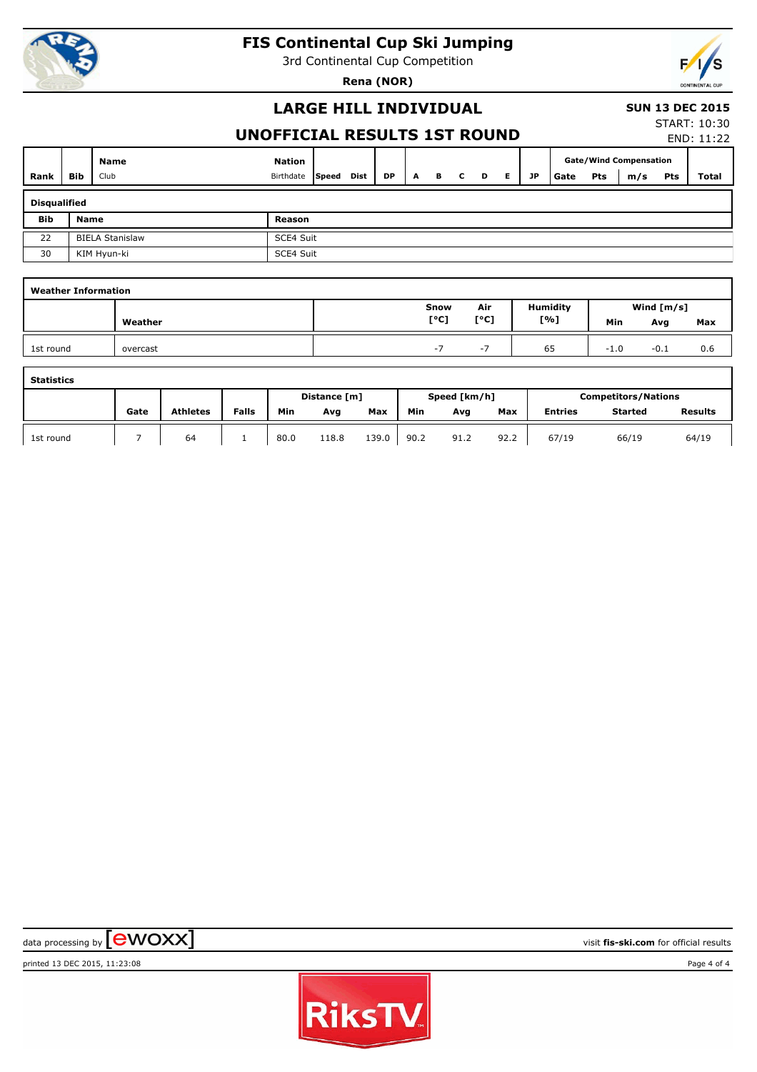# FIS Continental Cup Ski Jumping

3rd Continental Cup Competition

**Rena (NOR)**

## LARGE HILL INDIVIDUAL

**SUN 13 DEC 2015**

START: 10:30

END: 11:22

## UNOFFICIAL RESULTS 1ST ROUND

| Rank | Bib | Name<br>Club | Nation<br>Birthdate | Speed | Dist | DP | A | B | C | D | E | JP | Gate/Wind Compensation<br>Gate | Pts | m/s | Pts | Total |
|---|---|---|---|---|---|---|---|---|---|---|---|---|---|---|---|---|---|

**Disqualified**

| Bib | Name | Reason |
|---|---|---|
| 22 | BIELA Stanislaw | SCE4 Suit |
| 30 | KIM Hyun-ki | SCE4 Suit |

**Weather Information**

| | Weather | Snow [°C] | Air [°C] | Humidity [%] | Wind [m/s] Min | Avg | Max |
|---|---|---|---|---|---|---|---|
| 1st round | overcast | -7 | -7 | 65 | -1.0 | -0.1 | 0.6 |

**Statistics**

| | Gate | Athletes | Falls | Distance [m] Min | Avg | Max | Speed [km/h] Min | Avg | Max | Competitors/Nations Entries | Started | Results |
|---|---|---|---|---|---|---|---|---|---|---|---|---|
| 1st round | 7 | 64 | 1 | 80.0 | 118.8 | 139.0 | 90.2 | 91.2 | 92.2 | 67/19 | 66/19 | 64/19 |

data processing by [ewoxx]

visit **fis-ski.com** for official results

printed 13 DEC 2015, 11:23:08